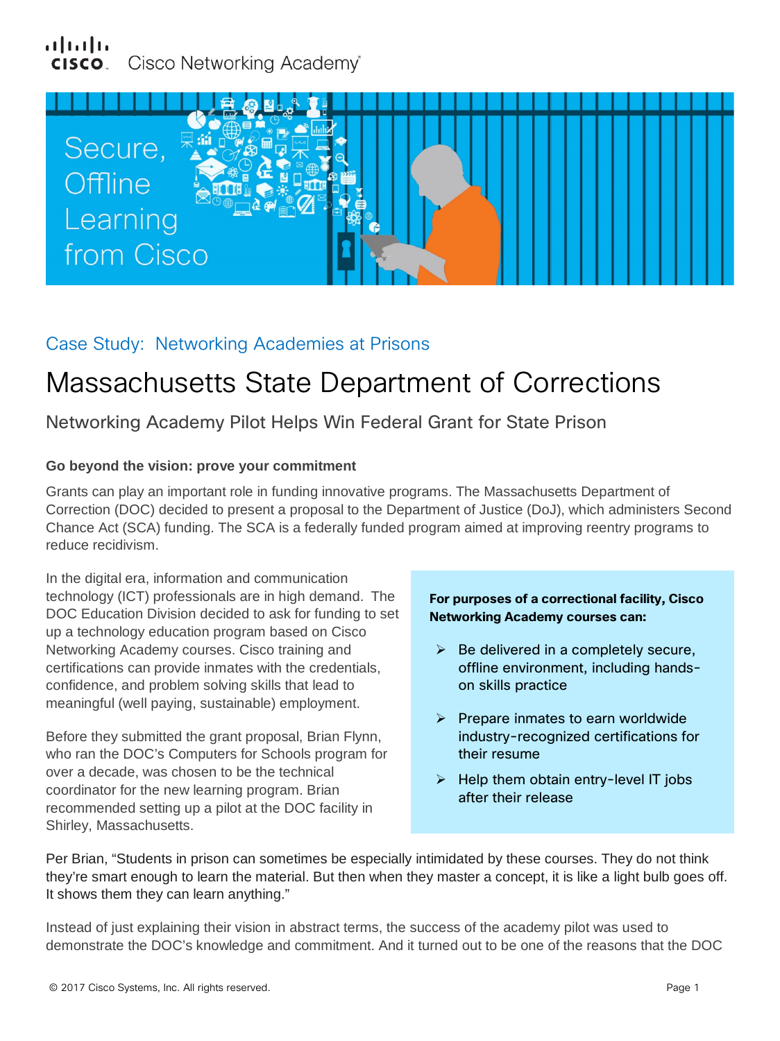Cisco Networking Academy

Secure, Offline Learning from Cisco

Case Study: Networking Academies at Prisons

# Massachusetts State Department of Corrections

## Networking Academy Pilot Helps Win Federal Grant for State Prison

**Go beyond the vision: prove your commitment**

Grants can play an important role in funding innovative programs. The Massachusetts Department of Correction (DOC) decided to present a proposal to the Department of Justice (DoJ), which administers Second Chance Act (SCA) funding. The SCA is a federally funded program aimed at improving reentry programs to reduce recidivism.

In the digital era, information and communication technology (ICT) professionals are in high demand. The DOC Education Division decided to ask for funding to set up a technology education program based on Cisco Networking Academy courses. Cisco training and certifications can provide inmates with the credentials, confidence, and problem solving skills that lead to meaningful (well paying, sustainable) employment.

Before they submitted the grant proposal, Brian Flynn, who ran the DOC's Computers for Schools program for over a decade, was chosen to be the technical coordinator for the new learning program. Brian recommended setting up a pilot at the DOC facility in Shirley, Massachusetts.

**For purposes of a correctional facility, Cisco Networking Academy courses can:**

- Be delivered in a completely secure, offline environment, including hands-on skills practice
- Prepare inmates to earn worldwide industry-recognized certifications for their resume
- Help them obtain entry-level IT jobs after their release

Per Brian, "Students in prison can sometimes be especially intimidated by these courses. They do not think they're smart enough to learn the material. But then when they master a concept, it is like a light bulb goes off. It shows them they can learn anything."

Instead of just explaining their vision in abstract terms, the success of the academy pilot was used to demonstrate the DOC's knowledge and commitment. And it turned out to be one of the reasons that the DOC

© 2017 Cisco Systems, Inc. All rights reserved.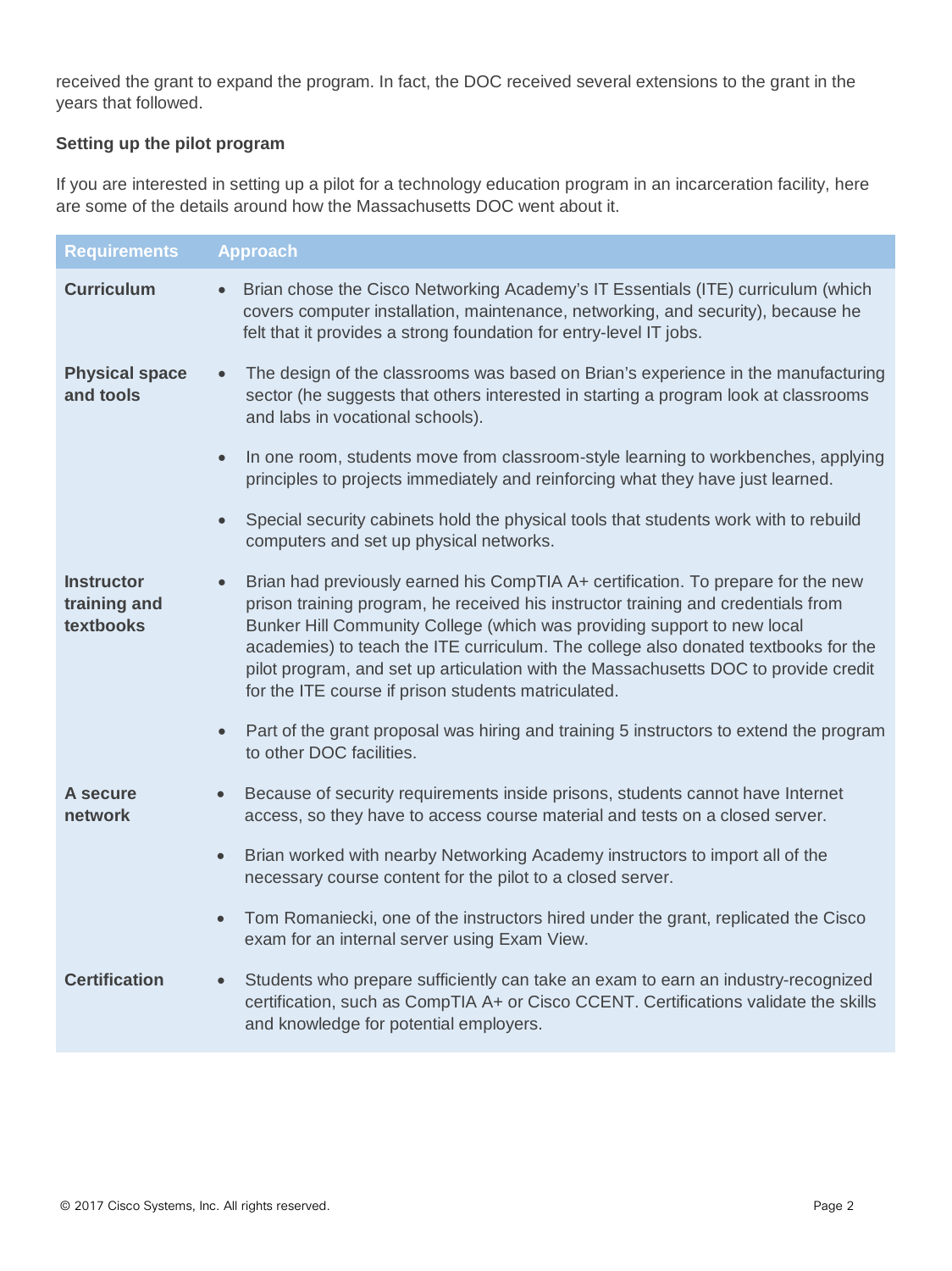received the grant to expand the program. In fact, the DOC received several extensions to the grant in the years that followed.

**Setting up the pilot program**

If you are interested in setting up a pilot for a technology education program in an incarceration facility, here are some of the details around how the Massachusetts DOC went about it.

| Requirements | Approach |
|---|---|
| **Curriculum** | • Brian chose the Cisco Networking Academy's IT Essentials (ITE) curriculum (which covers computer installation, maintenance, networking, and security), because he felt that it provides a strong foundation for entry-level IT jobs. |
| **Physical space and tools** | • The design of the classrooms was based on Brian's experience in the manufacturing sector (he suggests that others interested in starting a program look at classrooms and labs in vocational schools).<br>• In one room, students move from classroom-style learning to workbenches, applying principles to projects immediately and reinforcing what they have just learned.<br>• Special security cabinets hold the physical tools that students work with to rebuild computers and set up physical networks. |
| **Instructor training and textbooks** | • Brian had previously earned his CompTIA A+ certification. To prepare for the new prison training program, he received his instructor training and credentials from Bunker Hill Community College (which was providing support to new local academies) to teach the ITE curriculum. The college also donated textbooks for the pilot program, and set up articulation with the Massachusetts DOC to provide credit for the ITE course if prison students matriculated.<br>• Part of the grant proposal was hiring and training 5 instructors to extend the program to other DOC facilities. |
| **A secure network** | • Because of security requirements inside prisons, students cannot have Internet access, so they have to access course material and tests on a closed server.<br>• Brian worked with nearby Networking Academy instructors to import all of the necessary course content for the pilot to a closed server.<br>• Tom Romaniecki, one of the instructors hired under the grant, replicated the Cisco exam for an internal server using Exam View. |
| **Certification** | • Students who prepare sufficiently can take an exam to earn an industry-recognized certification, such as CompTIA A+ or Cisco CCENT. Certifications validate the skills and knowledge for potential employers. |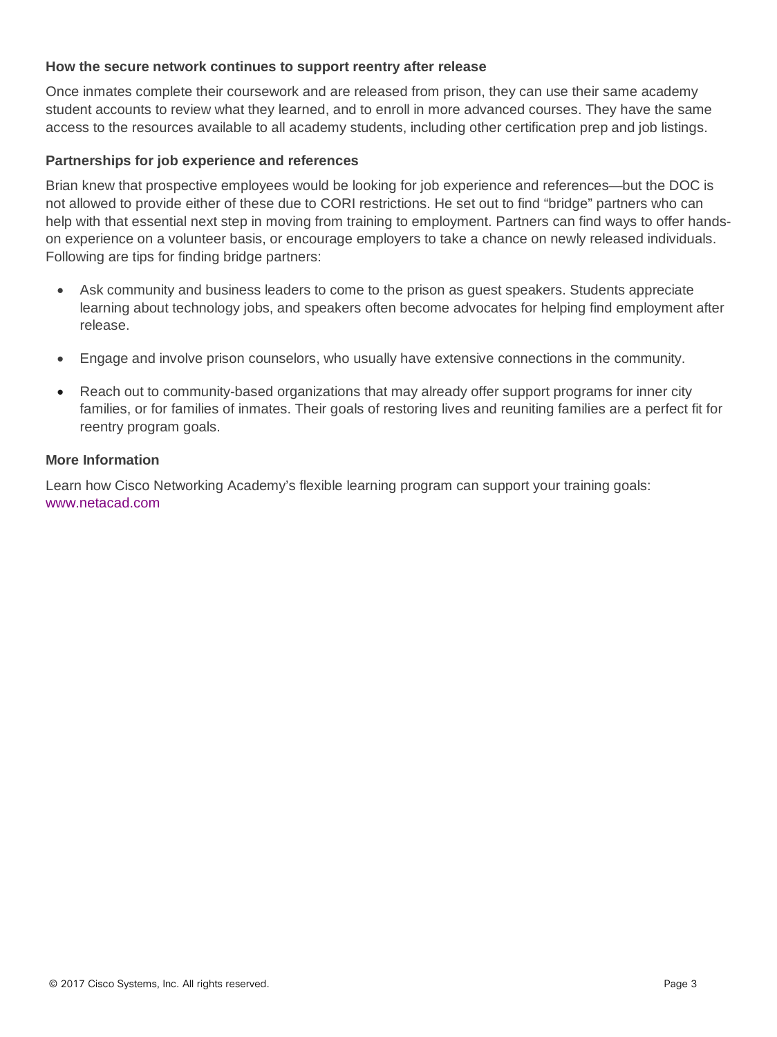### How the secure network continues to support reentry after release

Once inmates complete their coursework and are released from prison, they can use their same academy student accounts to review what they learned, and to enroll in more advanced courses. They have the same access to the resources available to all academy students, including other certification prep and job listings.

### Partnerships for job experience and references

Brian knew that prospective employees would be looking for job experience and references—but the DOC is not allowed to provide either of these due to CORI restrictions. He set out to find "bridge" partners who can help with that essential next step in moving from training to employment. Partners can find ways to offer hands-on experience on a volunteer basis, or encourage employers to take a chance on newly released individuals. Following are tips for finding bridge partners:

- Ask community and business leaders to come to the prison as guest speakers. Students appreciate learning about technology jobs, and speakers often become advocates for helping find employment after release.
- Engage and involve prison counselors, who usually have extensive connections in the community.
- Reach out to community-based organizations that may already offer support programs for inner city families, or for families of inmates. Their goals of restoring lives and reuniting families are a perfect fit for reentry program goals.

### More Information

Learn how Cisco Networking Academy's flexible learning program can support your training goals: www.netacad.com